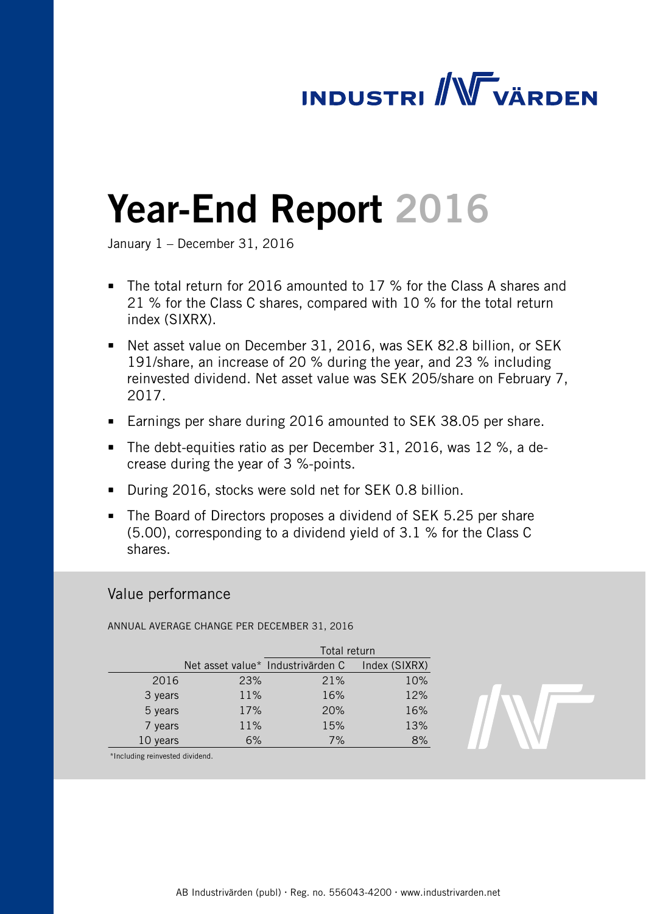INDUSTRI VÄRDEN

# Year-End Report 2016

January 1 – December 31, 2016

- The total return for 2016 amounted to 17 % for the Class A shares and 21 % for the Class C shares, compared with 10 % for the total return index (SIXRX).
- Net asset value on December 31, 2016, was SEK 82.8 billion, or SEK 191/share, an increase of 20 % during the year, and 23 % including reinvested dividend. Net asset value was SEK 205/share on February 7, 2017.
- Earnings per share during 2016 amounted to SEK 38.05 per share.
- The debt-equities ratio as per December 31, 2016, was 12 %, a decrease during the year of 3 %-points.
- During 2016, stocks were sold net for SEK 0.8 billion.
- The Board of Directors proposes a dividend of SEK 5.25 per share (5.00), corresponding to a dividend yield of 3.1 % for the Class C shares.

## Value performance

ANNUAL AVERAGE CHANGE PER DECEMBER 31, 2016

| | | Total return | |
|---|---|---|---|
| | Net asset value* | Industrivärden C | Index (SIXRX) |
| 2016 | 23% | 21% | 10% |
| 3 years | 11% | 16% | 12% |
| 5 years | 17% | 20% | 16% |
| 7 years | 11% | 15% | 13% |
| 10 years | 6% | 7% | 8% |

*Including reinvested dividend.

AB Industrivärden (publ) · Reg. no. 556043-4200 · www.industrivarden.net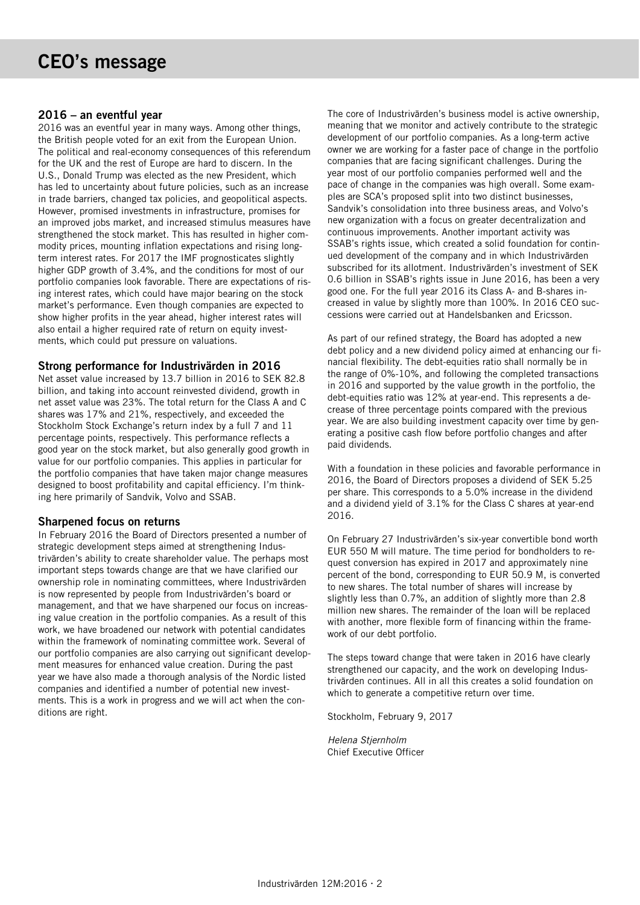# CEO's message

## 2016 – an eventful year

2016 was an eventful year in many ways. Among other things, the British people voted for an exit from the European Union. The political and real-economy consequences of this referendum for the UK and the rest of Europe are hard to discern. In the U.S., Donald Trump was elected as the new President, which has led to uncertainty about future policies, such as an increase in trade barriers, changed tax policies, and geopolitical aspects. However, promised investments in infrastructure, promises for an improved jobs market, and increased stimulus measures have strengthened the stock market. This has resulted in higher commodity prices, mounting inflation expectations and rising long-term interest rates. For 2017 the IMF prognosticates slightly higher GDP growth of 3.4%, and the conditions for most of our portfolio companies look favorable. There are expectations of rising interest rates, which could have major bearing on the stock market's performance. Even though companies are expected to show higher profits in the year ahead, higher interest rates will also entail a higher required rate of return on equity investments, which could put pressure on valuations.

## Strong performance for Industrivärden in 2016

Net asset value increased by 13.7 billion in 2016 to SEK 82.8 billion, and taking into account reinvested dividend, growth in net asset value was 23%. The total return for the Class A and C shares was 17% and 21%, respectively, and exceeded the Stockholm Stock Exchange's return index by a full 7 and 11 percentage points, respectively. This performance reflects a good year on the stock market, but also generally good growth in value for our portfolio companies. This applies in particular for the portfolio companies that have taken major change measures designed to boost profitability and capital efficiency. I'm thinking here primarily of Sandvik, Volvo and SSAB.

## Sharpened focus on returns

In February 2016 the Board of Directors presented a number of strategic development steps aimed at strengthening Industrivärden's ability to create shareholder value. The perhaps most important steps towards change are that we have clarified our ownership role in nominating committees, where Industrivärden is now represented by people from Industrivärden's board or management, and that we have sharpened our focus on increasing value creation in the portfolio companies. As a result of this work, we have broadened our network with potential candidates within the framework of nominating committee work. Several of our portfolio companies are also carrying out significant development measures for enhanced value creation. During the past year we have also made a thorough analysis of the Nordic listed companies and identified a number of potential new investments. This is a work in progress and we will act when the conditions are right.

The core of Industrivärden's business model is active ownership, meaning that we monitor and actively contribute to the strategic development of our portfolio companies. As a long-term active owner we are working for a faster pace of change in the portfolio companies that are facing significant challenges. During the year most of our portfolio companies performed well and the pace of change in the companies was high overall. Some examples are SCA's proposed split into two distinct businesses, Sandvik's consolidation into three business areas, and Volvo's new organization with a focus on greater decentralization and continuous improvements. Another important activity was SSAB's rights issue, which created a solid foundation for continued development of the company and in which Industrivärden subscribed for its allotment. Industrivärden's investment of SEK 0.6 billion in SSAB's rights issue in June 2016, has been a very good one. For the full year 2016 its Class A- and B-shares increased in value by slightly more than 100%. In 2016 CEO successions were carried out at Handelsbanken and Ericsson.

As part of our refined strategy, the Board has adopted a new debt policy and a new dividend policy aimed at enhancing our financial flexibility. The debt-equities ratio shall normally be in the range of 0%-10%, and following the completed transactions in 2016 and supported by the value growth in the portfolio, the debt-equities ratio was 12% at year-end. This represents a decrease of three percentage points compared with the previous year. We are also building investment capacity over time by generating a positive cash flow before portfolio changes and after paid dividends.

With a foundation in these policies and favorable performance in 2016, the Board of Directors proposes a dividend of SEK 5.25 per share. This corresponds to a 5.0% increase in the dividend and a dividend yield of 3.1% for the Class C shares at year-end 2016.

On February 27 Industrivärden's six-year convertible bond worth EUR 550 M will mature. The time period for bondholders to request conversion has expired in 2017 and approximately nine percent of the bond, corresponding to EUR 50.9 M, is converted to new shares. The total number of shares will increase by slightly less than 0.7%, an addition of slightly more than 2.8 million new shares. The remainder of the loan will be replaced with another, more flexible form of financing within the framework of our debt portfolio.

The steps toward change that were taken in 2016 have clearly strengthened our capacity, and the work on developing Industrivärden continues. All in all this creates a solid foundation on which to generate a competitive return over time.

Stockholm, February 9, 2017

*Helena Stjernholm*
Chief Executive Officer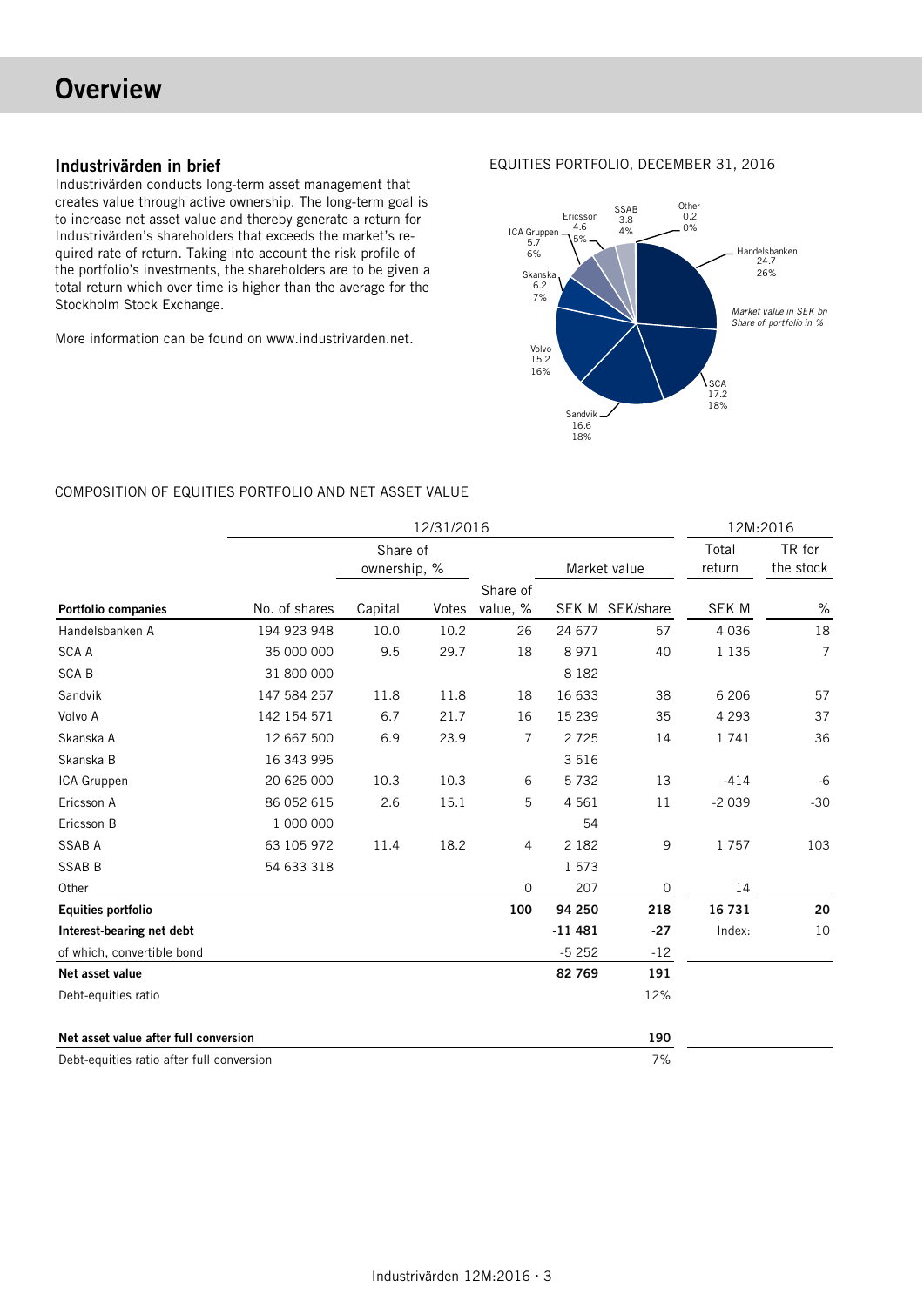# Overview

## Industrivärden in brief

Industrivärden conducts long-term asset management that creates value through active ownership. The long-term goal is to increase net asset value and thereby generate a return for Industrivärden's shareholders that exceeds the market's required rate of return. Taking into account the risk profile of the portfolio's investments, the shareholders are to be given a total return which over time is higher than the average for the Stockholm Stock Exchange.

More information can be found on www.industrivarden.net.

EQUITIES PORTFOLIO, DECEMBER 31, 2016

*Market value in SEK bn*
*Share of portfolio in %*

| Company | Market value, SEK bn | Share of portfolio, % |
|---|---|---|
| Handelsbanken | 24.7 | 26% |
| SCA | 17.2 | 18% |
| Sandvik | 16.6 | 18% |
| Volvo | 15.2 | 16% |
| Skanska | 6.2 | 7% |
| ICA Gruppen | 5.7 | 6% |
| Ericsson | 4.6 | 5% |
| SSAB | 3.8 | 4% |
| Other | 0.2 | 0% |

COMPOSITION OF EQUITIES PORTFOLIO AND NET ASSET VALUE

| | 12/31/2016 | | | | | | 12M:2016 | |
|---|---|---|---|---|---|---|---|---|
| | | Share of ownership, % | | | Market value | | Total return | TR for the stock |
| **Portfolio companies** | No. of shares | Capital | Votes | Share of value, % | SEK M | SEK/share | SEK M | % |
| Handelsbanken A | 194 923 948 | 10.0 | 10.2 | 26 | 24 677 | 57 | 4 036 | 18 |
| SCA A | 35 000 000 | 9.5 | 29.7 | 18 | 8 971 | 40 | 1 135 | 7 |
| SCA B | 31 800 000 | | | | 8 182 | | | |
| Sandvik | 147 584 257 | 11.8 | 11.8 | 18 | 16 633 | 38 | 6 206 | 57 |
| Volvo A | 142 154 571 | 6.7 | 21.7 | 16 | 15 239 | 35 | 4 293 | 37 |
| Skanska A | 12 667 500 | 6.9 | 23.9 | 7 | 2 725 | 14 | 1 741 | 36 |
| Skanska B | 16 343 995 | | | | 3 516 | | | |
| ICA Gruppen | 20 625 000 | 10.3 | 10.3 | 6 | 5 732 | 13 | -414 | -6 |
| Ericsson A | 86 052 615 | 2.6 | 15.1 | 5 | 4 561 | 11 | -2 039 | -30 |
| Ericsson B | 1 000 000 | | | | 54 | | | |
| SSAB A | 63 105 972 | 11.4 | 18.2 | 4 | 2 182 | 9 | 1 757 | 103 |
| SSAB B | 54 633 318 | | | | 1 573 | | | |
| Other | | | | 0 | 207 | 0 | 14 | |
| **Equities portfolio** | | | | **100** | **94 250** | **218** | **16 731** | **20** |
| **Interest-bearing net debt** | | | | | **-11 481** | **-27** | Index: | 10 |
| of which, convertible bond | | | | | -5 252 | -12 | | |
| **Net asset value** | | | | | **82 769** | **191** | | |
| Debt-equities ratio | | | | | | 12% | | |
| **Net asset value after full conversion** | | | | | | **190** | | |
| Debt-equities ratio after full conversion | | | | | | 7% | | |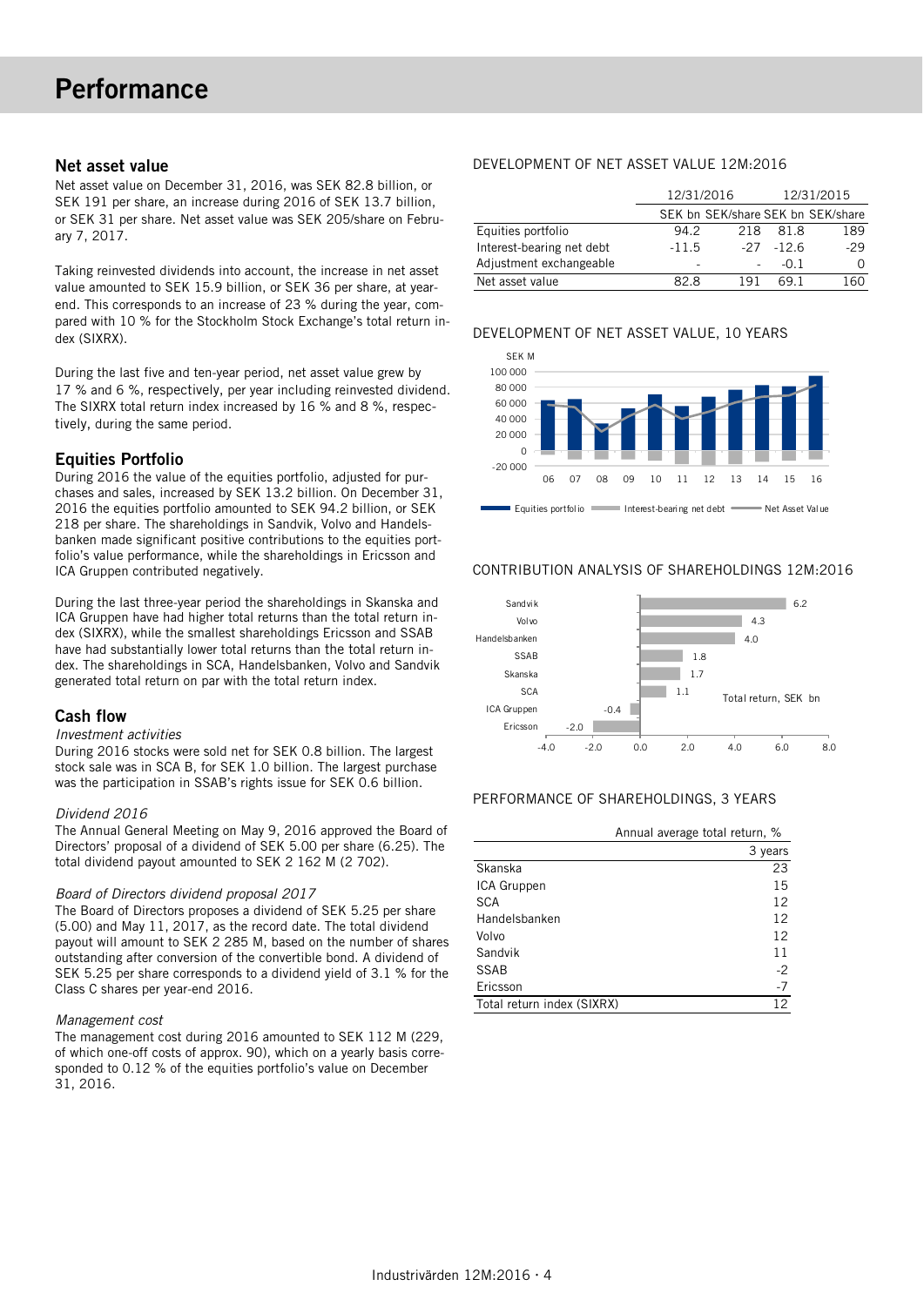# Performance

## Net asset value

Net asset value on December 31, 2016, was SEK 82.8 billion, or SEK 191 per share, an increase during 2016 of SEK 13.7 billion, or SEK 31 per share. Net asset value was SEK 205/share on February 7, 2017.

Taking reinvested dividends into account, the increase in net asset value amounted to SEK 15.9 billion, or SEK 36 per share, at year-end. This corresponds to an increase of 23 % during the year, compared with 10 % for the Stockholm Stock Exchange's total return index (SIXRX).

During the last five and ten-year period, net asset value grew by 17 % and 6 %, respectively, per year including reinvested dividend. The SIXRX total return index increased by 16 % and 8 %, respectively, during the same period.

## Equities Portfolio

During 2016 the value of the equities portfolio, adjusted for purchases and sales, increased by SEK 13.2 billion. On December 31, 2016 the equities portfolio amounted to SEK 94.2 billion, or SEK 218 per share. The shareholdings in Sandvik, Volvo and Handelsbanken made significant positive contributions to the equities portfolio's value performance, while the shareholdings in Ericsson and ICA Gruppen contributed negatively.

During the last three-year period the shareholdings in Skanska and ICA Gruppen have had higher total returns than the total return index (SIXRX), while the smallest shareholdings Ericsson and SSAB have had substantially lower total returns than the total return index. The shareholdings in SCA, Handelsbanken, Volvo and Sandvik generated total return on par with the total return index.

## Cash flow

*Investment activities*

During 2016 stocks were sold net for SEK 0.8 billion. The largest stock sale was in SCA B, for SEK 1.0 billion. The largest purchase was the participation in SSAB's rights issue for SEK 0.6 billion.

*Dividend 2016*

The Annual General Meeting on May 9, 2016 approved the Board of Directors' proposal of a dividend of SEK 5.00 per share (6.25). The total dividend payout amounted to SEK 2 162 M (2 702).

*Board of Directors dividend proposal 2017*

The Board of Directors proposes a dividend of SEK 5.25 per share (5.00) and May 11, 2017, as the record date. The total dividend payout will amount to SEK 2 285 M, based on the number of shares outstanding after conversion of the convertible bond. A dividend of SEK 5.25 per share corresponds to a dividend yield of 3.1 % for the Class C shares per year-end 2016.

*Management cost*

The management cost during 2016 amounted to SEK 112 M (229, of which one-off costs of approx. 90), which on a yearly basis corresponded to 0.12 % of the equities portfolio's value on December 31, 2016.

DEVELOPMENT OF NET ASSET VALUE 12M:2016

| | 12/31/2016 | | 12/31/2015 | |
|---|---|---|---|---|
| | SEK bn | SEK/share | SEK bn | SEK/share |
| Equities portfolio | 94.2 | 218 | 81.8 | 189 |
| Interest-bearing net debt | -11.5 | -27 | -12.6 | -29 |
| Adjustment exchangeable | - | - | -0.1 | 0 |
| Net asset value | 82.8 | 191 | 69.1 | 160 |

DEVELOPMENT OF NET ASSET VALUE, 10 YEARS

CONTRIBUTION ANALYSIS OF SHAREHOLDINGS 12M:2016

| | Total return, SEK bn |
|---|---|
| Sandvik | 6.2 |
| Volvo | 4.3 |
| Handelsbanken | 4.0 |
| SSAB | 1.8 |
| Skanska | 1.7 |
| SCA | 1.1 |
| ICA Gruppen | -0.4 |
| Ericsson | -2.0 |

PERFORMANCE OF SHAREHOLDINGS, 3 YEARS

| | Annual average total return, % |
|---|---|
| | 3 years |
| Skanska | 23 |
| ICA Gruppen | 15 |
| SCA | 12 |
| Handelsbanken | 12 |
| Volvo | 12 |
| Sandvik | 11 |
| SSAB | -2 |
| Ericsson | -7 |
| Total return index (SIXRX) | 12 |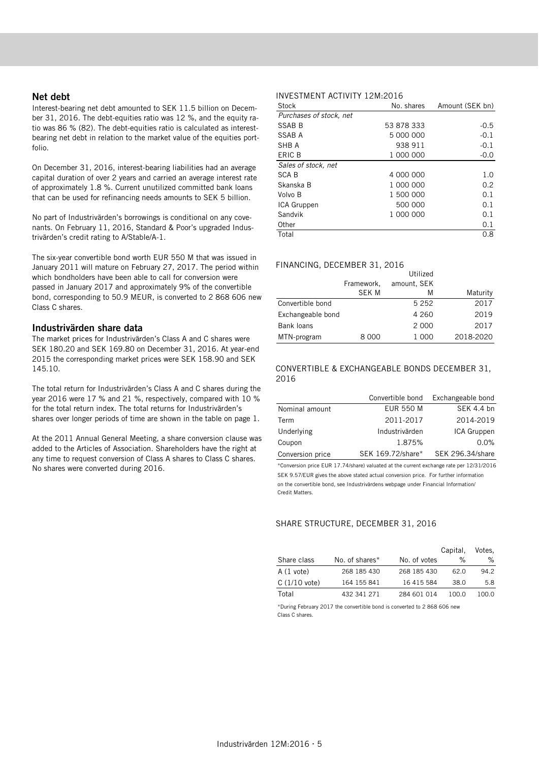## Net debt

Interest-bearing net debt amounted to SEK 11.5 billion on December 31, 2016. The debt-equities ratio was 12 %, and the equity ratio was 86 % (82). The debt-equities ratio is calculated as interest-bearing net debt in relation to the market value of the equities portfolio.

On December 31, 2016, interest-bearing liabilities had an average capital duration of over 2 years and carried an average interest rate of approximately 1.8 %. Current unutilized committed bank loans that can be used for refinancing needs amounts to SEK 5 billion.

No part of Industrivärden's borrowings is conditional on any covenants. On February 11, 2016, Standard & Poor's upgraded Industrivärden's credit rating to A/Stable/A-1.

The six-year convertible bond worth EUR 550 M that was issued in January 2011 will mature on February 27, 2017. The period within which bondholders have been able to call for conversion were passed in January 2017 and approximately 9% of the convertible bond, corresponding to 50.9 MEUR, is converted to 2 868 606 new Class C shares.

## Industrivärden share data

The market prices for Industrivärden's Class A and C shares were SEK 180.20 and SEK 169.80 on December 31, 2016. At year-end 2015 the corresponding market prices were SEK 158.90 and SEK 145.10.

The total return for Industrivärden's Class A and C shares during the year 2016 were 17 % and 21 %, respectively, compared with 10 % for the total return index. The total returns for Industrivärden's shares over longer periods of time are shown in the table on page 1.

At the 2011 Annual General Meeting, a share conversion clause was added to the Articles of Association. Shareholders have the right at any time to request conversion of Class A shares to Class C shares. No shares were converted during 2016.

INVESTMENT ACTIVITY 12M:2016

| Stock | No. shares | Amount (SEK bn) |
|---|---|---|
| *Purchases of stock, net* | | |
| SSAB B | 53 878 333 | -0.5 |
| SSAB A | 5 000 000 | -0.1 |
| SHB A | 938 911 | -0.1 |
| ERIC B | 1 000 000 | -0.0 |
| *Sales of stock, net* | | |
| SCA B | 4 000 000 | 1.0 |
| Skanska B | 1 000 000 | 0.2 |
| Volvo B | 1 500 000 | 0.1 |
| ICA Gruppen | 500 000 | 0.1 |
| Sandvik | 1 000 000 | 0.1 |
| Other | | 0.1 |
| Total | | 0.8 |

FINANCING, DECEMBER 31, 2016

| | Framework, SEK M | Utilized amount, SEK M | Maturity |
|---|---|---|---|
| Convertible bond | | 5 252 | 2017 |
| Exchangeable bond | | 4 260 | 2019 |
| Bank loans | | 2 000 | 2017 |
| MTN-program | 8 000 | 1 000 | 2018-2020 |

CONVERTIBLE & EXCHANGEABLE BONDS DECEMBER 31, 2016

| | Convertible bond | Exchangeable bond |
|---|---|---|
| Nominal amount | EUR 550 M | SEK 4.4 bn |
| Term | 2011-2017 | 2014-2019 |
| Underlying | Industrivärden | ICA Gruppen |
| Coupon | 1.875% | 0.0% |
| Conversion price | SEK 169.72/share* | SEK 296.34/share |

*Conversion price EUR 17.74/share) valuated at the current exchange rate per 12/31/2016 SEK 9.57/EUR gives the above stated actual conversion price. For further information on the convertible bond, see Industrivärdens webpage under Financial Information/ Credit Matters.

SHARE STRUCTURE, DECEMBER 31, 2016

| Share class | No. of shares* | No. of votes | Capital, % | Votes, % |
|---|---|---|---|---|
| A (1 vote) | 268 185 430 | 268 185 430 | 62.0 | 94.2 |
| C (1/10 vote) | 164 155 841 | 16 415 584 | 38.0 | 5.8 |
| Total | 432 341 271 | 284 601 014 | 100.0 | 100.0 |

*During February 2017 the convertible bond is converted to 2 868 606 new Class C shares.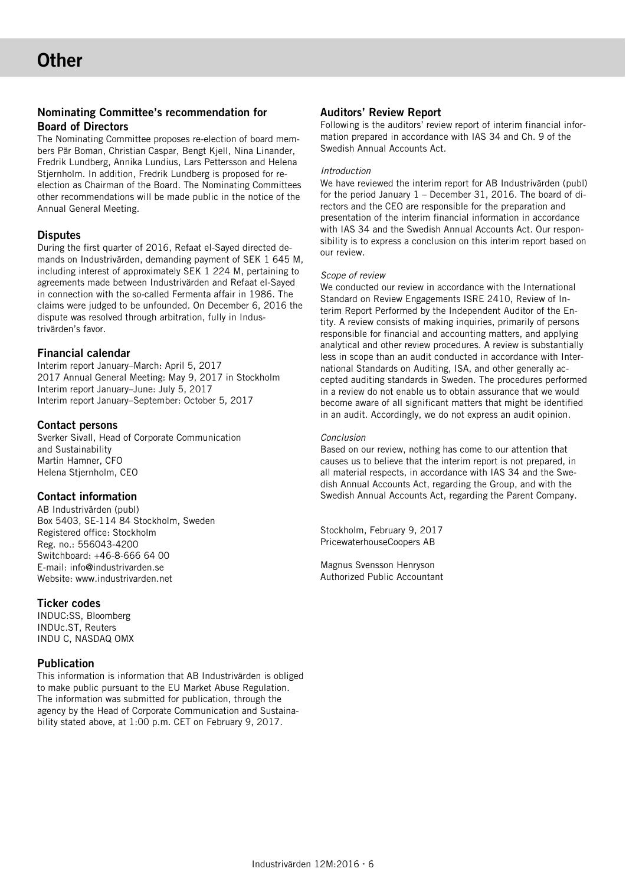# Other

## Nominating Committee's recommendation for Board of Directors

The Nominating Committee proposes re-election of board members Pär Boman, Christian Caspar, Bengt Kjell, Nina Linander, Fredrik Lundberg, Annika Lundius, Lars Pettersson and Helena Stjernholm. In addition, Fredrik Lundberg is proposed for re-election as Chairman of the Board. The Nominating Committees other recommendations will be made public in the notice of the Annual General Meeting.

## Disputes

During the first quarter of 2016, Refaat el-Sayed directed demands on Industrivärden, demanding payment of SEK 1 645 M, including interest of approximately SEK 1 224 M, pertaining to agreements made between Industrivärden and Refaat el-Sayed in connection with the so-called Fermenta affair in 1986. The claims were judged to be unfounded. On December 6, 2016 the dispute was resolved through arbitration, fully in Industrivärden's favor.

## Financial calendar

Interim report January–March: April 5, 2017
2017 Annual General Meeting: May 9, 2017 in Stockholm
Interim report January–June: July 5, 2017
Interim report January–September: October 5, 2017

## Contact persons

Sverker Sivall, Head of Corporate Communication and Sustainability
Martin Hamner, CFO
Helena Stjernholm, CEO

## Contact information

AB Industrivärden (publ)
Box 5403, SE-114 84 Stockholm, Sweden
Registered office: Stockholm
Reg. no.: 556043-4200
Switchboard: +46-8-666 64 00
E-mail: info@industrivarden.se
Website: www.industrivarden.net

## Ticker codes

INDUC:SS, Bloomberg
INDUc.ST, Reuters
INDU C, NASDAQ OMX

## Publication

This information is information that AB Industrivärden is obliged to make public pursuant to the EU Market Abuse Regulation. The information was submitted for publication, through the agency by the Head of Corporate Communication and Sustainability stated above, at 1:00 p.m. CET on February 9, 2017.

## Auditors' Review Report

Following is the auditors' review report of interim financial information prepared in accordance with IAS 34 and Ch. 9 of the Swedish Annual Accounts Act.

*Introduction*

We have reviewed the interim report for AB Industrivärden (publ) for the period January 1 – December 31, 2016. The board of directors and the CEO are responsible for the preparation and presentation of the interim financial information in accordance with IAS 34 and the Swedish Annual Accounts Act. Our responsibility is to express a conclusion on this interim report based on our review.

*Scope of review*

We conducted our review in accordance with the International Standard on Review Engagements ISRE 2410, Review of Interim Report Performed by the Independent Auditor of the Entity. A review consists of making inquiries, primarily of persons responsible for financial and accounting matters, and applying analytical and other review procedures. A review is substantially less in scope than an audit conducted in accordance with International Standards on Auditing, ISA, and other generally accepted auditing standards in Sweden. The procedures performed in a review do not enable us to obtain assurance that we would become aware of all significant matters that might be identified in an audit. Accordingly, we do not express an audit opinion.

*Conclusion*

Based on our review, nothing has come to our attention that causes us to believe that the interim report is not prepared, in all material respects, in accordance with IAS 34 and the Swedish Annual Accounts Act, regarding the Group, and with the Swedish Annual Accounts Act, regarding the Parent Company.

Stockholm, February 9, 2017
PricewaterhouseCoopers AB

Magnus Svensson Henryson
Authorized Public Accountant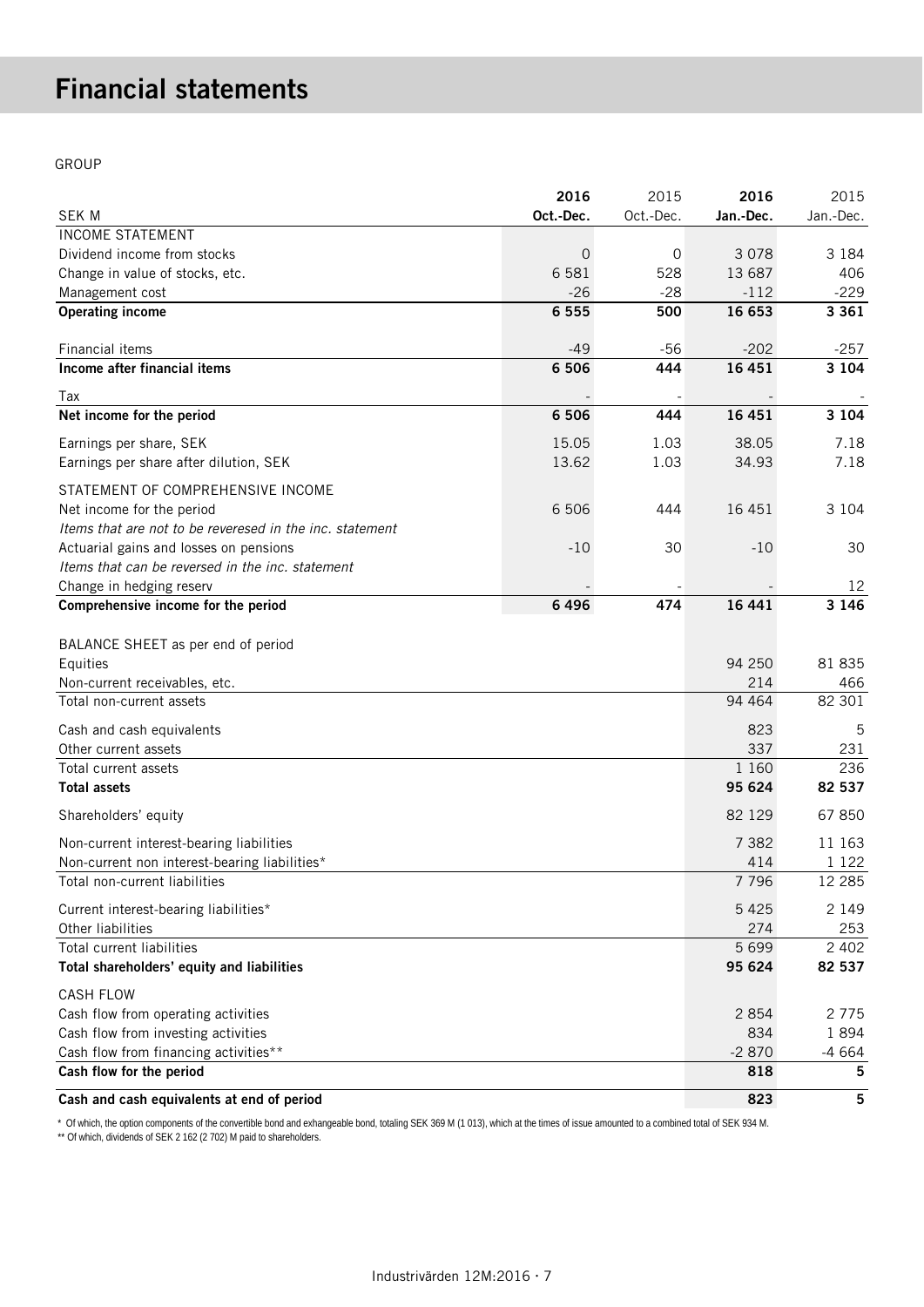# Financial statements

GROUP

| SEK M | **2016 Oct.-Dec.** | 2015 Oct.-Dec. | **2016 Jan.-Dec.** | 2015 Jan.-Dec. |
|---|---|---|---|---|
| INCOME STATEMENT | | | | |
| Dividend income from stocks | 0 | 0 | 3 078 | 3 184 |
| Change in value of stocks, etc. | 6 581 | 528 | 13 687 | 406 |
| Management cost | -26 | -28 | -112 | -229 |
| **Operating income** | **6 555** | **500** | **16 653** | **3 361** |
| Financial items | -49 | -56 | -202 | -257 |
| **Income after financial items** | **6 506** | **444** | **16 451** | **3 104** |
| Tax | - | - | - | - |
| **Net income for the period** | **6 506** | **444** | **16 451** | **3 104** |
| Earnings per share, SEK | 15.05 | 1.03 | 38.05 | 7.18 |
| Earnings per share after dilution, SEK | 13.62 | 1.03 | 34.93 | 7.18 |
| STATEMENT OF COMPREHENSIVE INCOME | | | | |
| Net income for the period | 6 506 | 444 | 16 451 | 3 104 |
| *Items that are not to be reveresed in the inc. statement* | | | | |
| Actuarial gains and losses on pensions | -10 | 30 | -10 | 30 |
| *Items that can be reversed in the inc. statement* | | | | |
| Change in hedging reserv | - | - | - | 12 |
| **Comprehensive income for the period** | **6 496** | **474** | **16 441** | **3 146** |
| BALANCE SHEET as per end of period | | | | |
| Equities | | | 94 250 | 81 835 |
| Non-current receivables, etc. | | | 214 | 466 |
| Total non-current assets | | | 94 464 | 82 301 |
| Cash and cash equivalents | | | 823 | 5 |
| Other current assets | | | 337 | 231 |
| Total current assets | | | 1 160 | 236 |
| **Total assets** | | | **95 624** | **82 537** |
| Shareholders' equity | | | 82 129 | 67 850 |
| Non-current interest-bearing liabilities | | | 7 382 | 11 163 |
| Non-current non interest-bearing liabilities* | | | 414 | 1 122 |
| Total non-current liabilities | | | 7 796 | 12 285 |
| Current interest-bearing liabilities* | | | 5 425 | 2 149 |
| Other liabilities | | | 274 | 253 |
| Total current liabilities | | | 5 699 | 2 402 |
| **Total shareholders' equity and liabilities** | | | **95 624** | **82 537** |
| CASH FLOW | | | | |
| Cash flow from operating activities | | | 2 854 | 2 775 |
| Cash flow from investing activities | | | 834 | 1 894 |
| Cash flow from financing activities** | | | -2 870 | -4 664 |
| **Cash flow for the period** | | | **818** | **5** |
| **Cash and cash equivalents at end of period** | | | **823** | **5** |

\* Of which, the option components of the convertible bond and exhangeable bond, totaling SEK 369 M (1 013), which at the times of issue amounted to a combined total of SEK 934 M.

\** Of which, dividends of SEK 2 162 (2 702) M paid to shareholders.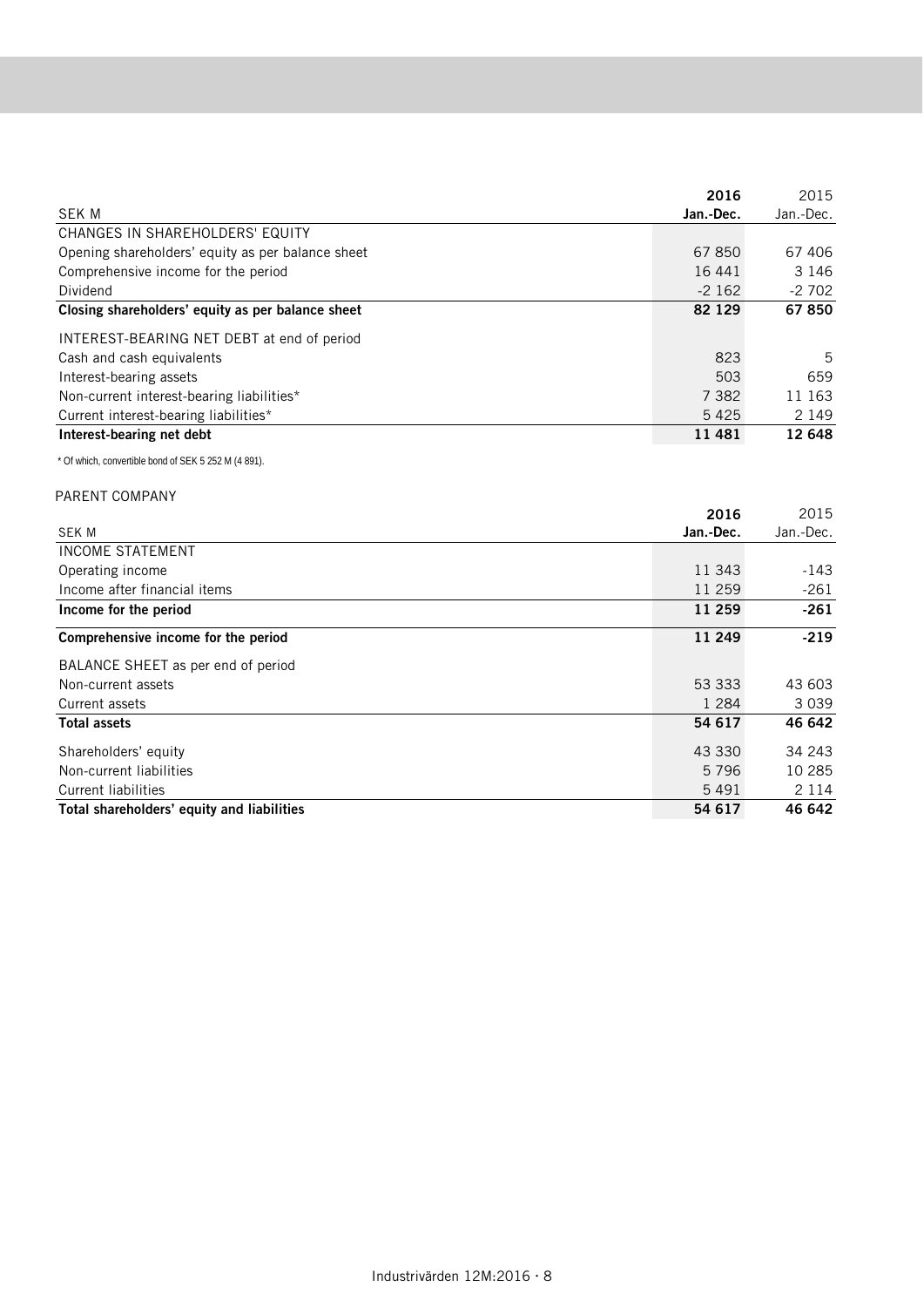| SEK M | 2016 Jan.-Dec. | 2015 Jan.-Dec. |
|---|---|---|
| CHANGES IN SHAREHOLDERS' EQUITY | | |
| Opening shareholders’ equity as per balance sheet | 67 850 | 67 406 |
| Comprehensive income for the period | 16 441 | 3 146 |
| Dividend | -2 162 | -2 702 |
| **Closing shareholders’ equity as per balance sheet** | **82 129** | **67 850** |
| INTEREST-BEARING NET DEBT at end of period | | |
| Cash and cash equivalents | 823 | 5 |
| Interest-bearing assets | 503 | 659 |
| Non-current interest-bearing liabilities* | 7 382 | 11 163 |
| Current interest-bearing liabilities* | 5 425 | 2 149 |
| **Interest-bearing net debt** | **11 481** | **12 648** |

* Of which, convertible bond of SEK 5 252 M (4 891).

PARENT COMPANY

| SEK M | 2016 Jan.-Dec. | 2015 Jan.-Dec. |
|---|---|---|
| INCOME STATEMENT | | |
| Operating income | 11 343 | -143 |
| Income after financial items | 11 259 | -261 |
| **Income for the period** | **11 259** | **-261** |
| **Comprehensive income for the period** | **11 249** | **-219** |
| BALANCE SHEET as per end of period | | |
| Non-current assets | 53 333 | 43 603 |
| Current assets | 1 284 | 3 039 |
| **Total assets** | **54 617** | **46 642** |
| Shareholders’ equity | 43 330 | 34 243 |
| Non-current liabilities | 5 796 | 10 285 |
| Current liabilities | 5 491 | 2 114 |
| **Total shareholders’ equity and liabilities** | **54 617** | **46 642** |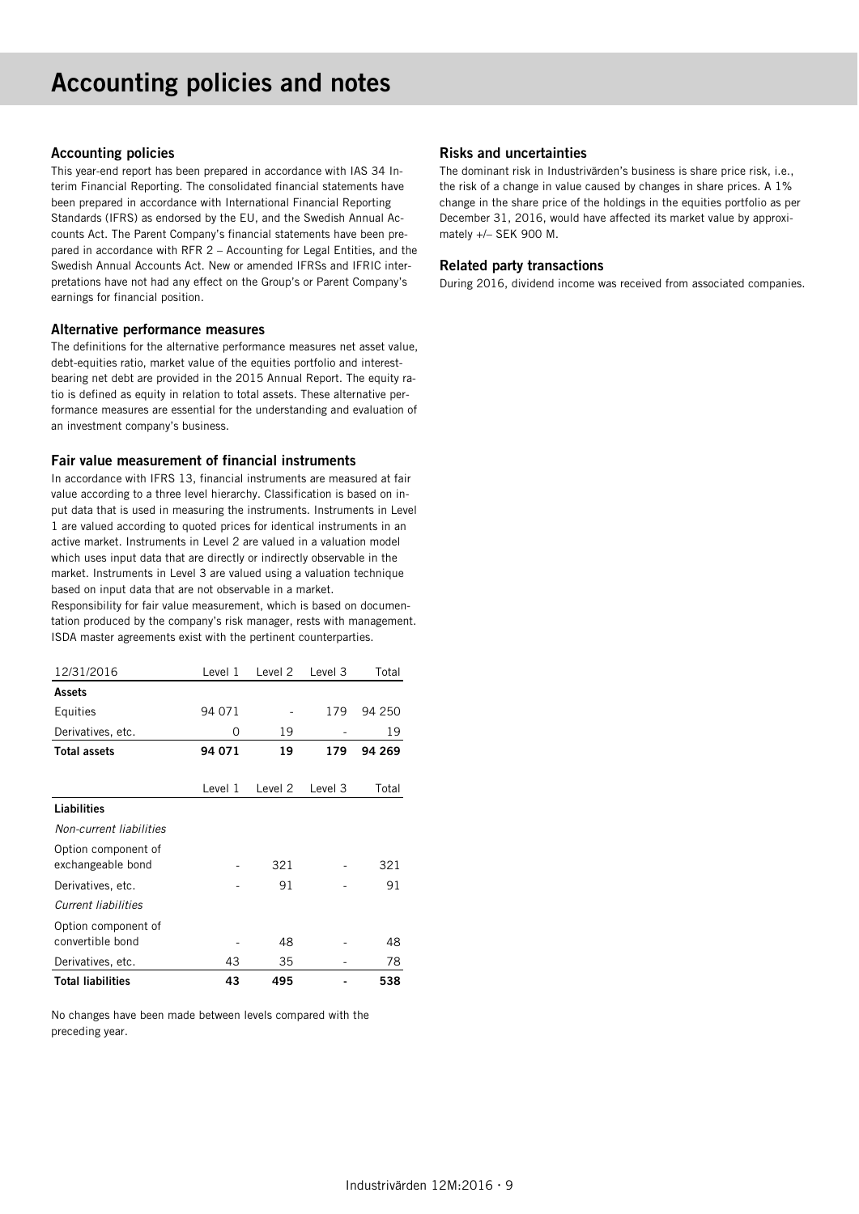# Accounting policies and notes

## Accounting policies

This year-end report has been prepared in accordance with IAS 34 Interim Financial Reporting. The consolidated financial statements have been prepared in accordance with International Financial Reporting Standards (IFRS) as endorsed by the EU, and the Swedish Annual Accounts Act. The Parent Company's financial statements have been prepared in accordance with RFR 2 – Accounting for Legal Entities, and the Swedish Annual Accounts Act. New or amended IFRSs and IFRIC interpretations have not had any effect on the Group's or Parent Company's earnings for financial position.

## Alternative performance measures

The definitions for the alternative performance measures net asset value, debt-equities ratio, market value of the equities portfolio and interest-bearing net debt are provided in the 2015 Annual Report. The equity ratio is defined as equity in relation to total assets. These alternative performance measures are essential for the understanding and evaluation of an investment company's business.

## Fair value measurement of financial instruments

In accordance with IFRS 13, financial instruments are measured at fair value according to a three level hierarchy. Classification is based on input data that is used in measuring the instruments. Instruments in Level 1 are valued according to quoted prices for identical instruments in an active market. Instruments in Level 2 are valued in a valuation model which uses input data that are directly or indirectly observable in the market. Instruments in Level 3 are valued using a valuation technique based on input data that are not observable in a market.
Responsibility for fair value measurement, which is based on documentation produced by the company's risk manager, rests with management. ISDA master agreements exist with the pertinent counterparties.

| 12/31/2016 | Level 1 | Level 2 | Level 3 | Total |
|---|---|---|---|---|
| **Assets** | | | | |
| Equities | 94 071 | - | 179 | 94 250 |
| Derivatives, etc. | 0 | 19 | - | 19 |
| **Total assets** | **94 071** | **19** | **179** | **94 269** |

| | Level 1 | Level 2 | Level 3 | Total |
|---|---|---|---|---|
| **Liabilities** | | | | |
| *Non-current liabilities* | | | | |
| Option component of exchangeable bond | - | 321 | - | 321 |
| Derivatives, etc. | - | 91 | - | 91 |
| *Current liabilities* | | | | |
| Option component of convertible bond | - | 48 | - | 48 |
| Derivatives, etc. | 43 | 35 | - | 78 |
| **Total liabilities** | **43** | **495** | **-** | **538** |

No changes have been made between levels compared with the preceding year.

## Risks and uncertainties

The dominant risk in Industrivärden's business is share price risk, i.e., the risk of a change in value caused by changes in share prices. A 1% change in the share price of the holdings in the equities portfolio as per December 31, 2016, would have affected its market value by approximately +/– SEK 900 M.

## Related party transactions

During 2016, dividend income was received from associated companies.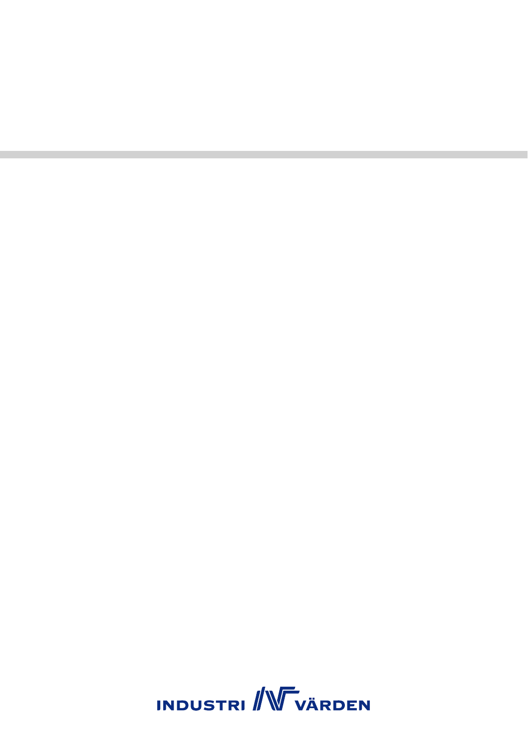INDUSTRI VÄRDEN